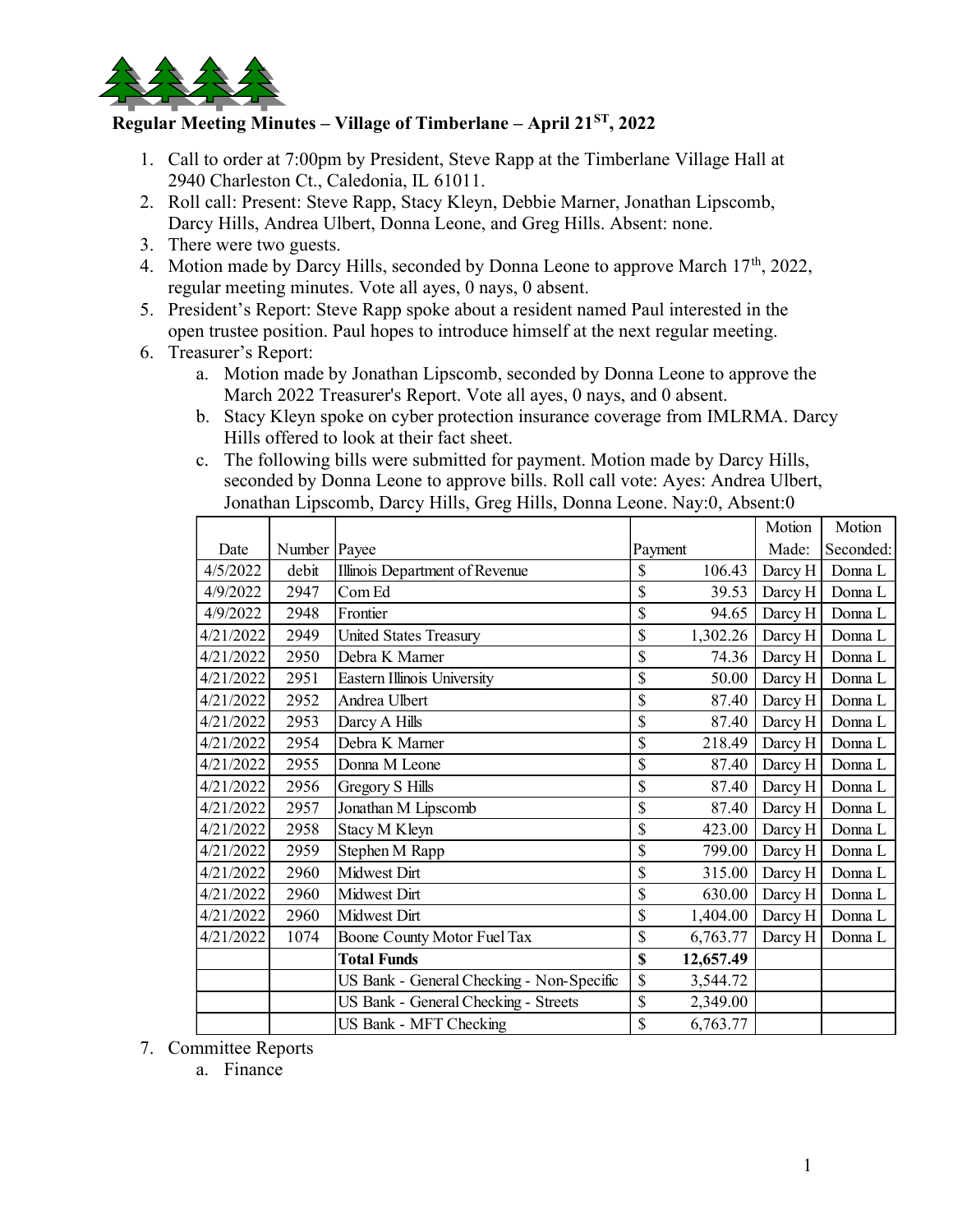# Regular Meeting Minutes – Village of Timberlane – April 21ST, 2022

1. Call to order at 7:00pm by President, Steve Rapp at the Timberlane Village Hall at 2940 Charleston Ct., Caledonia, IL 61011.
2. Roll call: Present: Steve Rapp, Stacy Kleyn, Debbie Marner, Jonathan Lipscomb, Darcy Hills, Andrea Ulbert, Donna Leone, and Greg Hills. Absent: none.
3. There were two guests.
4. Motion made by Darcy Hills, seconded by Donna Leone to approve March 17th, 2022, regular meeting minutes. Vote all ayes, 0 nays, 0 absent.
5. President's Report: Steve Rapp spoke about a resident named Paul interested in the open trustee position. Paul hopes to introduce himself at the next regular meeting.
6. Treasurer's Report:
   a. Motion made by Jonathan Lipscomb, seconded by Donna Leone to approve the March 2022 Treasurer's Report. Vote all ayes, 0 nays, and 0 absent.
   b. Stacy Kleyn spoke on cyber protection insurance coverage from IMLRMA. Darcy Hills offered to look at their fact sheet.
   c. The following bills were submitted for payment. Motion made by Darcy Hills, seconded by Donna Leone to approve bills. Roll call vote: Ayes: Andrea Ulbert, Jonathan Lipscomb, Darcy Hills, Greg Hills, Donna Leone. Nay:0, Absent:0

| Date | Number | Payee | Payment | Motion Made: | Motion Seconded: |
|---|---|---|---|---|---|
| 4/5/2022 | debit | Illinois Department of Revenue | $ 106.43 | Darcy H | Donna L |
| 4/9/2022 | 2947 | Com Ed | $ 39.53 | Darcy H | Donna L |
| 4/9/2022 | 2948 | Frontier | $ 94.65 | Darcy H | Donna L |
| 4/21/2022 | 2949 | United States Treasury | $ 1,302.26 | Darcy H | Donna L |
| 4/21/2022 | 2950 | Debra K Marner | $ 74.36 | Darcy H | Donna L |
| 4/21/2022 | 2951 | Eastern Illinois University | $ 50.00 | Darcy H | Donna L |
| 4/21/2022 | 2952 | Andrea Ulbert | $ 87.40 | Darcy H | Donna L |
| 4/21/2022 | 2953 | Darcy A Hills | $ 87.40 | Darcy H | Donna L |
| 4/21/2022 | 2954 | Debra K Marner | $ 218.49 | Darcy H | Donna L |
| 4/21/2022 | 2955 | Donna M Leone | $ 87.40 | Darcy H | Donna L |
| 4/21/2022 | 2956 | Gregory S Hills | $ 87.40 | Darcy H | Donna L |
| 4/21/2022 | 2957 | Jonathan M Lipscomb | $ 87.40 | Darcy H | Donna L |
| 4/21/2022 | 2958 | Stacy M Kleyn | $ 423.00 | Darcy H | Donna L |
| 4/21/2022 | 2959 | Stephen M Rapp | $ 799.00 | Darcy H | Donna L |
| 4/21/2022 | 2960 | Midwest Dirt | $ 315.00 | Darcy H | Donna L |
| 4/21/2022 | 2960 | Midwest Dirt | $ 630.00 | Darcy H | Donna L |
| 4/21/2022 | 2960 | Midwest Dirt | $ 1,404.00 | Darcy H | Donna L |
| 4/21/2022 | 1074 | Boone County Motor Fuel Tax | $ 6,763.77 | Darcy H | Donna L |
| | | **Total Funds** | **$ 12,657.49** | | |
| | | US Bank - General Checking - Non-Specific | $ 3,544.72 | | |
| | | US Bank - General Checking - Streets | $ 2,349.00 | | |
| | | US Bank - MFT Checking | $ 6,763.77 | | |

7. Committee Reports
   a. Finance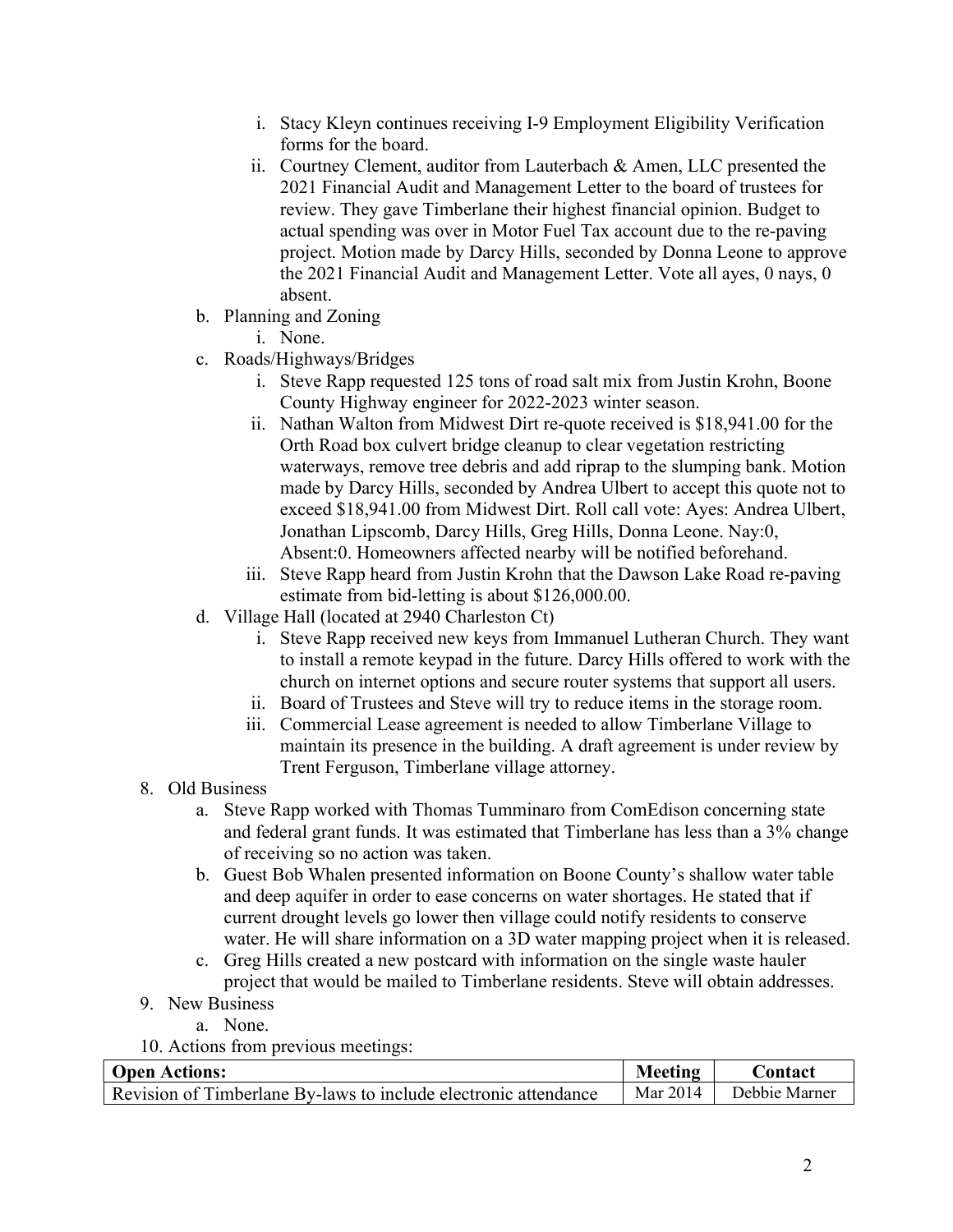i. Stacy Kleyn continues receiving I-9 Employment Eligibility Verification forms for the board.
      ii. Courtney Clement, auditor from Lauterbach & Amen, LLC presented the 2021 Financial Audit and Management Letter to the board of trustees for review. They gave Timberlane their highest financial opinion. Budget to actual spending was over in Motor Fuel Tax account due to the re-paving project. Motion made by Darcy Hills, seconded by Donna Leone to approve the 2021 Financial Audit and Management Letter. Vote all ayes, 0 nays, 0 absent.

   b. Planning and Zoning
      i. None.
   c. Roads/Highways/Bridges
      i. Steve Rapp requested 125 tons of road salt mix from Justin Krohn, Boone County Highway engineer for 2022-2023 winter season.
      ii. Nathan Walton from Midwest Dirt re-quote received is $18,941.00 for the Orth Road box culvert bridge cleanup to clear vegetation restricting waterways, remove tree debris and add riprap to the slumping bank. Motion made by Darcy Hills, seconded by Andrea Ulbert to accept this quote not to exceed $18,941.00 from Midwest Dirt. Roll call vote: Ayes: Andrea Ulbert, Jonathan Lipscomb, Darcy Hills, Greg Hills, Donna Leone. Nay:0, Absent:0. Homeowners affected nearby will be notified beforehand.
      iii. Steve Rapp heard from Justin Krohn that the Dawson Lake Road re-paving estimate from bid-letting is about $126,000.00.
   d. Village Hall (located at 2940 Charleston Ct)
      i. Steve Rapp received new keys from Immanuel Lutheran Church. They want to install a remote keypad in the future. Darcy Hills offered to work with the church on internet options and secure router systems that support all users.
      ii. Board of Trustees and Steve will try to reduce items in the storage room.
      iii. Commercial Lease agreement is needed to allow Timberlane Village to maintain its presence in the building. A draft agreement is under review by Trent Ferguson, Timberlane village attorney.

8. Old Business
   a. Steve Rapp worked with Thomas Tumminaro from ComEdison concerning state and federal grant funds. It was estimated that Timberlane has less than a 3% change of receiving so no action was taken.
   b. Guest Bob Whalen presented information on Boone County's shallow water table and deep aquifer in order to ease concerns on water shortages. He stated that if current drought levels go lower then village could notify residents to conserve water. He will share information on a 3D water mapping project when it is released.
   c. Greg Hills created a new postcard with information on the single waste hauler project that would be mailed to Timberlane residents. Steve will obtain addresses.
9. New Business
   a. None.
10. Actions from previous meetings:

| **Open Actions:** | **Meeting** | **Contact** |
|---|---|---|
| Revision of Timberlane By-laws to include electronic attendance | Mar 2014 | Debbie Marner |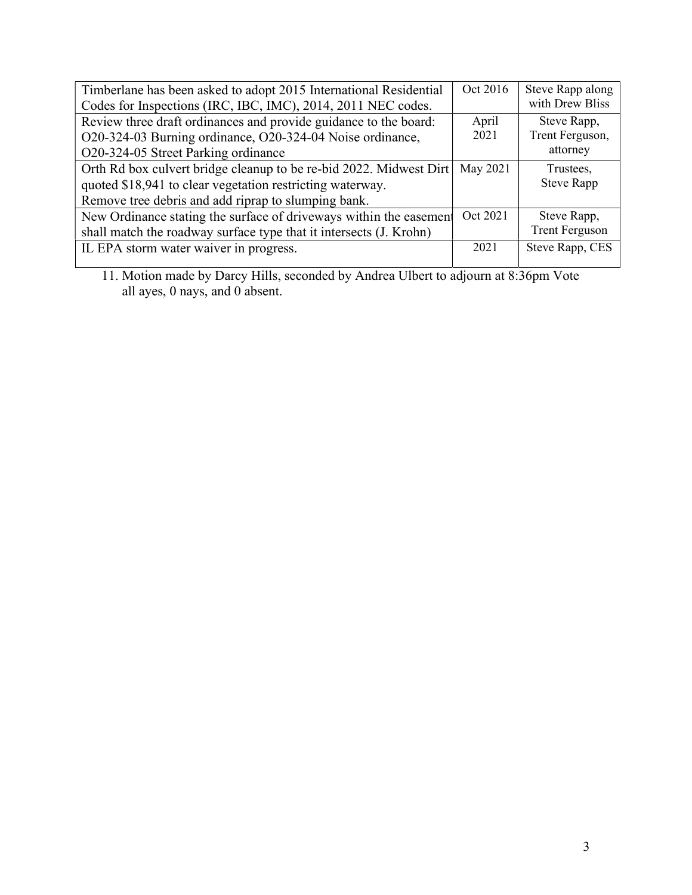| | | |
|---|---|---|
| Timberlane has been asked to adopt 2015 International Residential Codes for Inspections (IRC, IBC, IMC), 2014, 2011 NEC codes. | Oct 2016 | Steve Rapp along with Drew Bliss |
| Review three draft ordinances and provide guidance to the board: O20-324-03 Burning ordinance, O20-324-04 Noise ordinance, O20-324-05 Street Parking ordinance | April 2021 | Steve Rapp, Trent Ferguson, attorney |
| Orth Rd box culvert bridge cleanup to be re-bid 2022. Midwest Dirt quoted $18,941 to clear vegetation restricting waterway. Remove tree debris and add riprap to slumping bank. | May 2021 | Trustees, Steve Rapp |
| New Ordinance stating the surface of driveways within the easement shall match the roadway surface type that it intersects (J. Krohn) | Oct 2021 | Steve Rapp, Trent Ferguson |
| IL EPA storm water waiver in progress. | 2021 | Steve Rapp, CES |

11. Motion made by Darcy Hills, seconded by Andrea Ulbert to adjourn at 8:36pm Vote all ayes, 0 nays, and 0 absent.